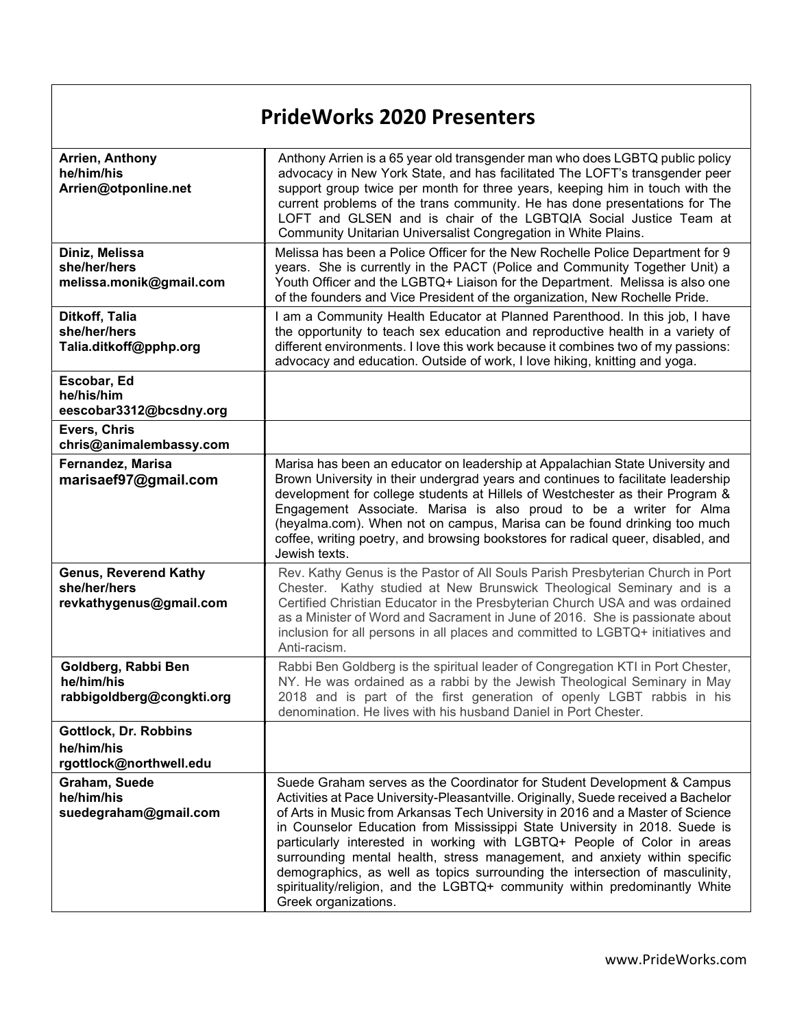# PrideWorks 2020 Presenters

| | |
|---|---|
| **Arrien, Anthony**<br>**he/him/his**<br>**Arrien@otponline.net** | Anthony Arrien is a 65 year old transgender man who does LGBTQ public policy advocacy in New York State, and has facilitated The LOFT's transgender peer support group twice per month for three years, keeping him in touch with the current problems of the trans community. He has done presentations for The LOFT and GLSEN and is chair of the LGBTQIA Social Justice Team at Community Unitarian Universalist Congregation in White Plains. |
| **Diniz, Melissa**<br>**she/her/hers**<br>**melissa.monik@gmail.com** | Melissa has been a Police Officer for the New Rochelle Police Department for 9 years. She is currently in the PACT (Police and Community Together Unit) a Youth Officer and the LGBTQ+ Liaison for the Department. Melissa is also one of the founders and Vice President of the organization, New Rochelle Pride. |
| **Ditkoff, Talia**<br>**she/her/hers**<br>**Talia.ditkoff@pphp.org** | I am a Community Health Educator at Planned Parenthood. In this job, I have the opportunity to teach sex education and reproductive health in a variety of different environments. I love this work because it combines two of my passions: advocacy and education. Outside of work, I love hiking, knitting and yoga. |
| **Escobar, Ed**<br>**he/his/him**<br>**eescobar3312@bcsdny.org** | |
| **Evers, Chris**<br>**chris@animalembassy.com** | |
| **Fernandez, Marisa**<br>**marisaef97@gmail.com** | Marisa has been an educator on leadership at Appalachian State University and Brown University in their undergrad years and continues to facilitate leadership development for college students at Hillels of Westchester as their Program & Engagement Associate. Marisa is also proud to be a writer for Alma (heyalma.com). When not on campus, Marisa can be found drinking too much coffee, writing poetry, and browsing bookstores for radical queer, disabled, and Jewish texts. |
| **Genus, Reverend Kathy**<br>**she/her/hers**<br>**revkathygenus@gmail.com** | Rev. Kathy Genus is the Pastor of All Souls Parish Presbyterian Church in Port Chester. Kathy studied at New Brunswick Theological Seminary and is a Certified Christian Educator in the Presbyterian Church USA and was ordained as a Minister of Word and Sacrament in June of 2016. She is passionate about inclusion for all persons in all places and committed to LGBTQ+ initiatives and Anti-racism. |
| **Goldberg, Rabbi Ben**<br>**he/him/his**<br>**rabbigoldberg@congkti.org** | Rabbi Ben Goldberg is the spiritual leader of Congregation KTI in Port Chester, NY. He was ordained as a rabbi by the Jewish Theological Seminary in May 2018 and is part of the first generation of openly LGBT rabbis in his denomination. He lives with his husband Daniel in Port Chester. |
| **Gottlock, Dr. Robbins**<br>**he/him/his**<br>**rgottlock@northwell.edu** | |
| **Graham, Suede**<br>**he/him/his**<br>**suedegraham@gmail.com** | Suede Graham serves as the Coordinator for Student Development & Campus Activities at Pace University-Pleasantville. Originally, Suede received a Bachelor of Arts in Music from Arkansas Tech University in 2016 and a Master of Science in Counselor Education from Mississippi State University in 2018. Suede is particularly interested in working with LGBTQ+ People of Color in areas surrounding mental health, stress management, and anxiety within specific demographics, as well as topics surrounding the intersection of masculinity, spirituality/religion, and the LGBTQ+ community within predominantly White Greek organizations. |

www.PrideWorks.com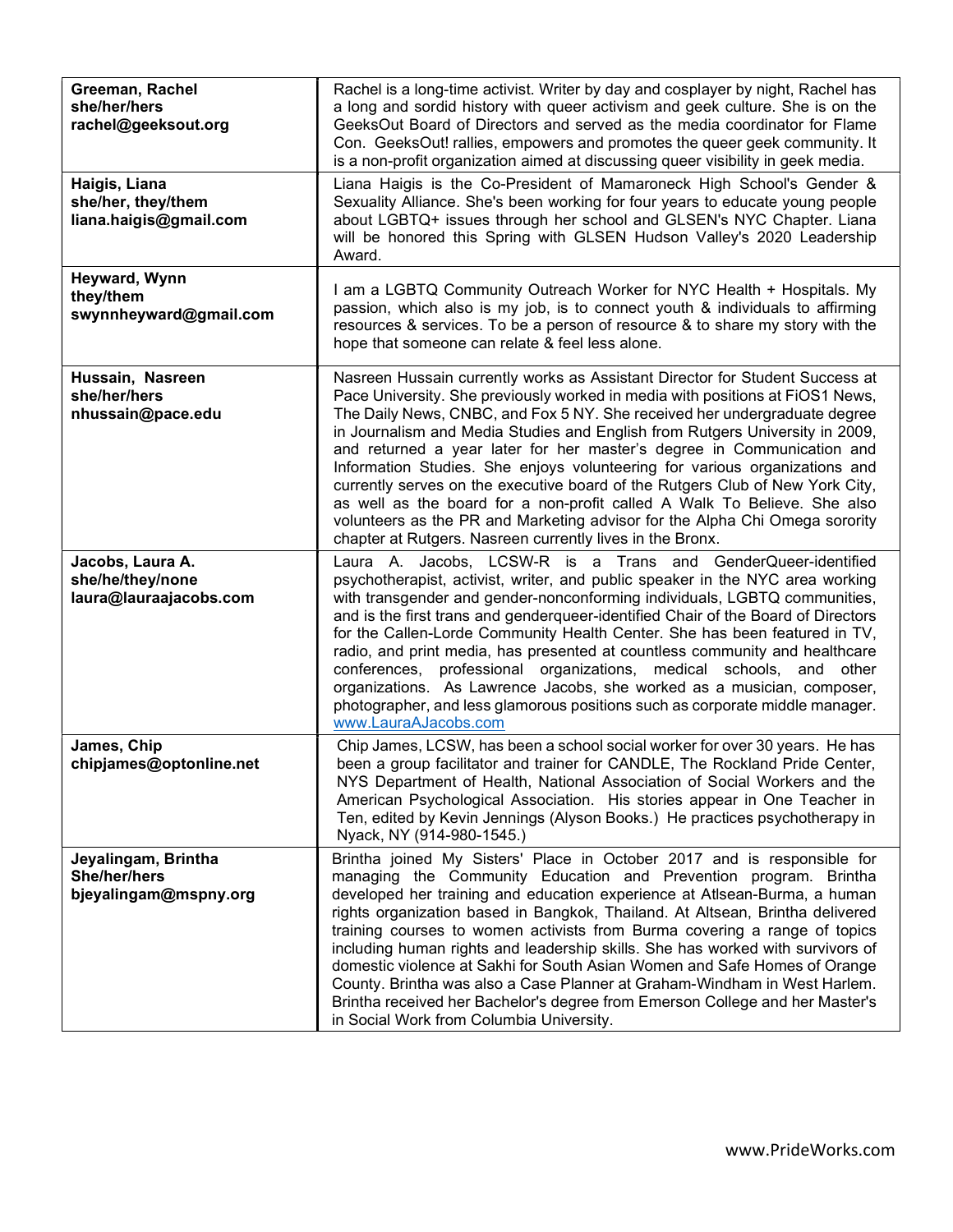| | |
|---|---|
| **Greeman, Rachel**<br>**she/her/hers**<br>**rachel@geeksout.org** | Rachel is a long-time activist. Writer by day and cosplayer by night, Rachel has a long and sordid history with queer activism and geek culture. She is on the GeeksOut Board of Directors and served as the media coordinator for Flame Con. GeeksOut! rallies, empowers and promotes the queer geek community. It is a non-profit organization aimed at discussing queer visibility in geek media. |
| **Haigis, Liana**<br>**she/her, they/them**<br>**liana.haigis@gmail.com** | Liana Haigis is the Co-President of Mamaroneck High School's Gender & Sexuality Alliance. She's been working for four years to educate young people about LGBTQ+ issues through her school and GLSEN's NYC Chapter. Liana will be honored this Spring with GLSEN Hudson Valley's 2020 Leadership Award. |
| **Heyward, Wynn**<br>**they/them**<br>**swynnheyward@gmail.com** | I am a LGBTQ Community Outreach Worker for NYC Health + Hospitals. My passion, which also is my job, is to connect youth & individuals to affirming resources & services. To be a person of resource & to share my story with the hope that someone can relate & feel less alone. |
| **Hussain, Nasreen**<br>**she/her/hers**<br>**nhussain@pace.edu** | Nasreen Hussain currently works as Assistant Director for Student Success at Pace University. She previously worked in media with positions at FiOS1 News, The Daily News, CNBC, and Fox 5 NY. She received her undergraduate degree in Journalism and Media Studies and English from Rutgers University in 2009, and returned a year later for her master's degree in Communication and Information Studies. She enjoys volunteering for various organizations and currently serves on the executive board of the Rutgers Club of New York City, as well as the board for a non-profit called A Walk To Believe. She also volunteers as the PR and Marketing advisor for the Alpha Chi Omega sorority chapter at Rutgers. Nasreen currently lives in the Bronx. |
| **Jacobs, Laura A.**<br>**she/he/they/none**<br>**laura@lauraajacobs.com** | Laura A. Jacobs, LCSW-R is a Trans and GenderQueer-identified psychotherapist, activist, writer, and public speaker in the NYC area working with transgender and gender-nonconforming individuals, LGBTQ communities, and is the first trans and genderqueer-identified Chair of the Board of Directors for the Callen-Lorde Community Health Center. She has been featured in TV, radio, and print media, has presented at countless community and healthcare conferences, professional organizations, medical schools, and other organizations. As Lawrence Jacobs, she worked as a musician, composer, photographer, and less glamorous positions such as corporate middle manager. www.LauraAJacobs.com |
| **James, Chip**<br>**chipjames@optonline.net** | Chip James, LCSW, has been a school social worker for over 30 years. He has been a group facilitator and trainer for CANDLE, The Rockland Pride Center, NYS Department of Health, National Association of Social Workers and the American Psychological Association. His stories appear in One Teacher in Ten, edited by Kevin Jennings (Alyson Books.) He practices psychotherapy in Nyack, NY (914-980-1545.) |
| **Jeyalingam, Brintha**<br>**She/her/hers**<br>**bjeyalingam@mspny.org** | Brintha joined My Sisters' Place in October 2017 and is responsible for managing the Community Education and Prevention program. Brintha developed her training and education experience at Atlsean-Burma, a human rights organization based in Bangkok, Thailand. At Altsean, Brintha delivered training courses to women activists from Burma covering a range of topics including human rights and leadership skills. She has worked with survivors of domestic violence at Sakhi for South Asian Women and Safe Homes of Orange County. Brintha was also a Case Planner at Graham-Windham in West Harlem. Brintha received her Bachelor's degree from Emerson College and her Master's in Social Work from Columbia University. |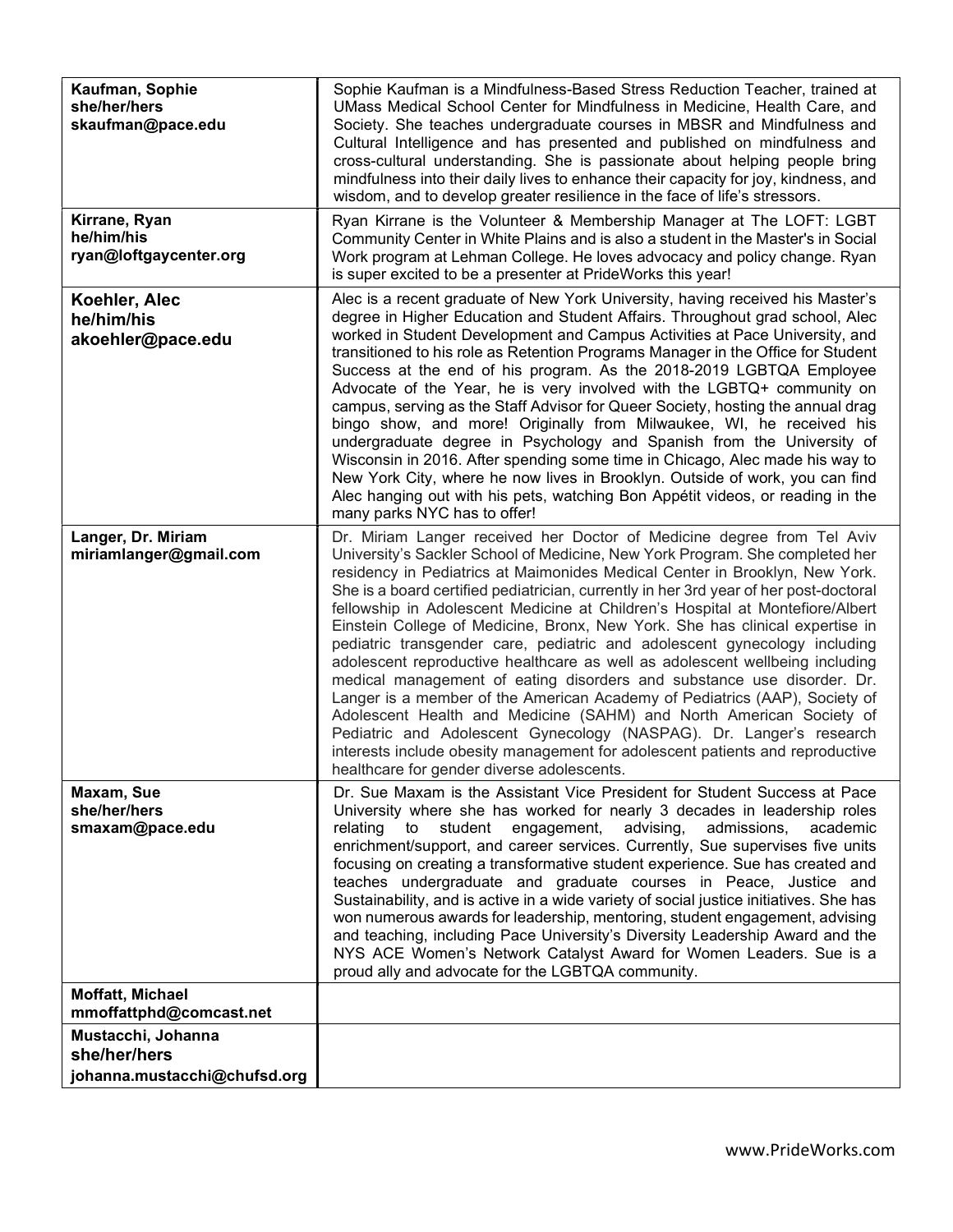| | |
|---|---|
| **Kaufman, Sophie**<br>**she/her/hers**<br>**skaufman@pace.edu** | Sophie Kaufman is a Mindfulness-Based Stress Reduction Teacher, trained at UMass Medical School Center for Mindfulness in Medicine, Health Care, and Society. She teaches undergraduate courses in MBSR and Mindfulness and Cultural Intelligence and has presented and published on mindfulness and cross-cultural understanding. She is passionate about helping people bring mindfulness into their daily lives to enhance their capacity for joy, kindness, and wisdom, and to develop greater resilience in the face of life's stressors. |
| **Kirrane, Ryan**<br>**he/him/his**<br>**ryan@loftgaycenter.org** | Ryan Kirrane is the Volunteer & Membership Manager at The LOFT: LGBT Community Center in White Plains and is also a student in the Master's in Social Work program at Lehman College. He loves advocacy and policy change. Ryan is super excited to be a presenter at PrideWorks this year! |
| **Koehler, Alec**<br>**he/him/his**<br>**akoehler@pace.edu** | Alec is a recent graduate of New York University, having received his Master's degree in Higher Education and Student Affairs. Throughout grad school, Alec worked in Student Development and Campus Activities at Pace University, and transitioned to his role as Retention Programs Manager in the Office for Student Success at the end of his program. As the 2018-2019 LGBTQA Employee Advocate of the Year, he is very involved with the LGBTQ+ community on campus, serving as the Staff Advisor for Queer Society, hosting the annual drag bingo show, and more! Originally from Milwaukee, WI, he received his undergraduate degree in Psychology and Spanish from the University of Wisconsin in 2016. After spending some time in Chicago, Alec made his way to New York City, where he now lives in Brooklyn. Outside of work, you can find Alec hanging out with his pets, watching Bon Appétit videos, or reading in the many parks NYC has to offer! |
| **Langer, Dr. Miriam**<br>**miriamlanger@gmail.com** | Dr. Miriam Langer received her Doctor of Medicine degree from Tel Aviv University's Sackler School of Medicine, New York Program. She completed her residency in Pediatrics at Maimonides Medical Center in Brooklyn, New York. She is a board certified pediatrician, currently in her 3rd year of her post-doctoral fellowship in Adolescent Medicine at Children's Hospital at Montefiore/Albert Einstein College of Medicine, Bronx, New York. She has clinical expertise in pediatric transgender care, pediatric and adolescent gynecology including adolescent reproductive healthcare as well as adolescent wellbeing including medical management of eating disorders and substance use disorder. Dr. Langer is a member of the American Academy of Pediatrics (AAP), Society of Adolescent Health and Medicine (SAHM) and North American Society of Pediatric and Adolescent Gynecology (NASPAG). Dr. Langer's research interests include obesity management for adolescent patients and reproductive healthcare for gender diverse adolescents. |
| **Maxam, Sue**<br>**she/her/hers**<br>**smaxam@pace.edu** | Dr. Sue Maxam is the Assistant Vice President for Student Success at Pace University where she has worked for nearly 3 decades in leadership roles relating to student engagement, advising, admissions, academic enrichment/support, and career services. Currently, Sue supervises five units focusing on creating a transformative student experience. Sue has created and teaches undergraduate and graduate courses in Peace, Justice and Sustainability, and is active in a wide variety of social justice initiatives. She has won numerous awards for leadership, mentoring, student engagement, advising and teaching, including Pace University's Diversity Leadership Award and the NYS ACE Women's Network Catalyst Award for Women Leaders. Sue is a proud ally and advocate for the LGBTQA community. |
| **Moffatt, Michael**<br>**mmoffattphd@comcast.net** | |
| **Mustacchi, Johanna**<br>**she/her/hers**<br>**johanna.mustacchi@chufsd.org** | |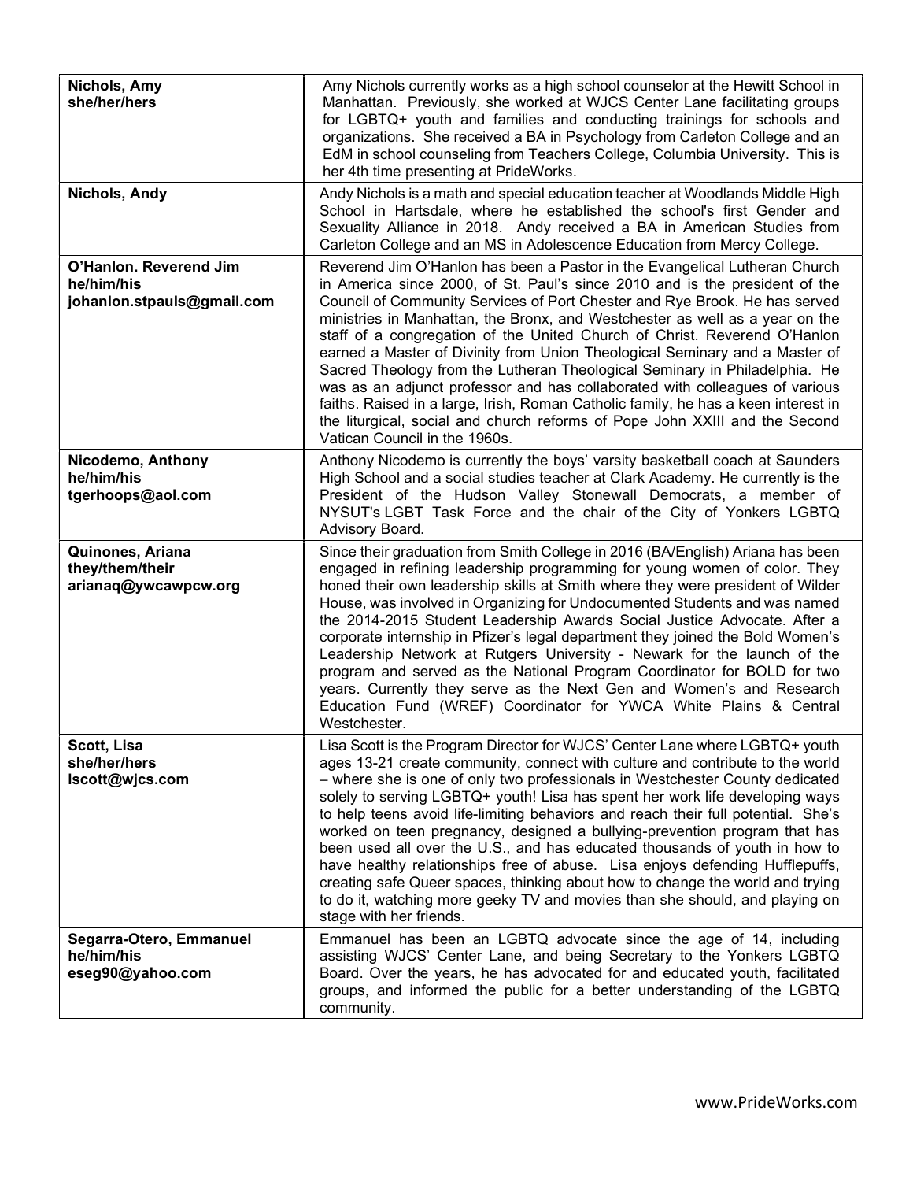| | |
|---|---|
| **Nichols, Amy**<br>**she/her/hers** | Amy Nichols currently works as a high school counselor at the Hewitt School in Manhattan. Previously, she worked at WJCS Center Lane facilitating groups for LGBTQ+ youth and families and conducting trainings for schools and organizations. She received a BA in Psychology from Carleton College and an EdM in school counseling from Teachers College, Columbia University. This is her 4th time presenting at PrideWorks. |
| **Nichols, Andy** | Andy Nichols is a math and special education teacher at Woodlands Middle High School in Hartsdale, where he established the school's first Gender and Sexuality Alliance in 2018. Andy received a BA in American Studies from Carleton College and an MS in Adolescence Education from Mercy College. |
| **O'Hanlon. Reverend Jim**<br>**he/him/his**<br>**johanlon.stpauls@gmail.com** | Reverend Jim O'Hanlon has been a Pastor in the Evangelical Lutheran Church in America since 2000, of St. Paul's since 2010 and is the president of the Council of Community Services of Port Chester and Rye Brook. He has served ministries in Manhattan, the Bronx, and Westchester as well as a year on the staff of a congregation of the United Church of Christ. Reverend O'Hanlon earned a Master of Divinity from Union Theological Seminary and a Master of Sacred Theology from the Lutheran Theological Seminary in Philadelphia. He was as an adjunct professor and has collaborated with colleagues of various faiths. Raised in a large, Irish, Roman Catholic family, he has a keen interest in the liturgical, social and church reforms of Pope John XXIII and the Second Vatican Council in the 1960s. |
| **Nicodemo, Anthony**<br>**he/him/his**<br>**tgerhoops@aol.com** | Anthony Nicodemo is currently the boys' varsity basketball coach at Saunders High School and a social studies teacher at Clark Academy. He currently is the President of the Hudson Valley Stonewall Democrats, a member of NYSUT's LGBT Task Force and the chair of the City of Yonkers LGBTQ Advisory Board. |
| **Quinones, Ariana**<br>**they/them/their**<br>**arianaq@ywcawpcw.org** | Since their graduation from Smith College in 2016 (BA/English) Ariana has been engaged in refining leadership programming for young women of color. They honed their own leadership skills at Smith where they were president of Wilder House, was involved in Organizing for Undocumented Students and was named the 2014-2015 Student Leadership Awards Social Justice Advocate. After a corporate internship in Pfizer's legal department they joined the Bold Women's Leadership Network at Rutgers University - Newark for the launch of the program and served as the National Program Coordinator for BOLD for two years. Currently they serve as the Next Gen and Women's and Research Education Fund (WREF) Coordinator for YWCA White Plains & Central Westchester. |
| **Scott, Lisa**<br>**she/her/hers**<br>**lscott@wjcs.com** | Lisa Scott is the Program Director for WJCS' Center Lane where LGBTQ+ youth ages 13-21 create community, connect with culture and contribute to the world – where she is one of only two professionals in Westchester County dedicated solely to serving LGBTQ+ youth! Lisa has spent her work life developing ways to help teens avoid life-limiting behaviors and reach their full potential. She's worked on teen pregnancy, designed a bullying-prevention program that has been used all over the U.S., and has educated thousands of youth in how to have healthy relationships free of abuse. Lisa enjoys defending Hufflepuffs, creating safe Queer spaces, thinking about how to change the world and trying to do it, watching more geeky TV and movies than she should, and playing on stage with her friends. |
| **Segarra-Otero, Emmanuel**<br>**he/him/his**<br>**eseg90@yahoo.com** | Emmanuel has been an LGBTQ advocate since the age of 14, including assisting WJCS' Center Lane, and being Secretary to the Yonkers LGBTQ Board. Over the years, he has advocated for and educated youth, facilitated groups, and informed the public for a better understanding of the LGBTQ community. |

www.PrideWorks.com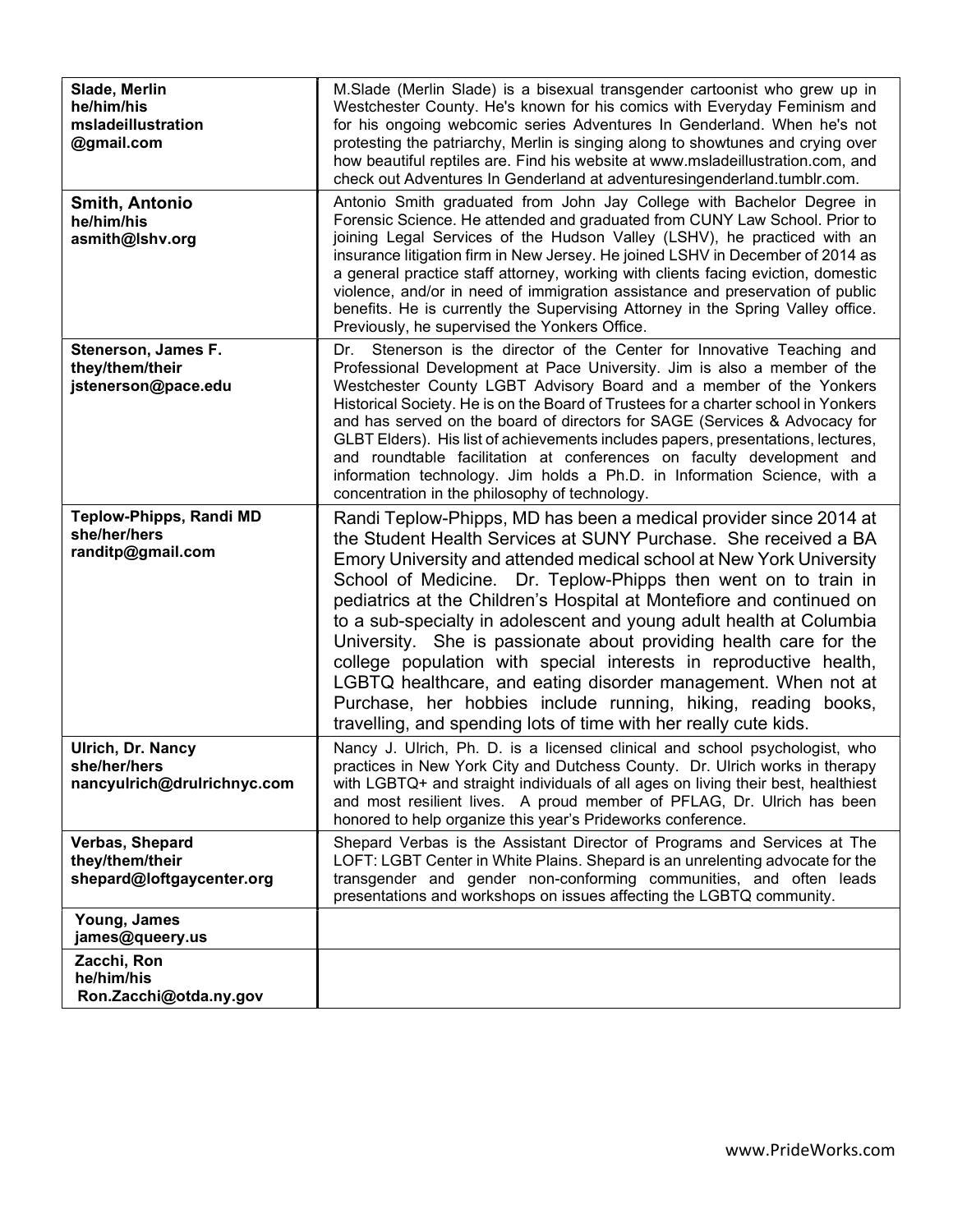| | |
|---|---|
| **Slade, Merlin**<br>**he/him/his**<br>**msladeillustration@gmail.com** | M.Slade (Merlin Slade) is a bisexual transgender cartoonist who grew up in Westchester County. He's known for his comics with Everyday Feminism and for his ongoing webcomic series Adventures In Genderland. When he's not protesting the patriarchy, Merlin is singing along to showtunes and crying over how beautiful reptiles are. Find his website at www.msladeillustration.com, and check out Adventures In Genderland at adventuresingenderland.tumblr.com. |
| **Smith, Antonio**<br>**he/him/his**<br>**asmith@lshv.org** | Antonio Smith graduated from John Jay College with Bachelor Degree in Forensic Science. He attended and graduated from CUNY Law School. Prior to joining Legal Services of the Hudson Valley (LSHV), he practiced with an insurance litigation firm in New Jersey. He joined LSHV in December of 2014 as a general practice staff attorney, working with clients facing eviction, domestic violence, and/or in need of immigration assistance and preservation of public benefits. He is currently the Supervising Attorney in the Spring Valley office. Previously, he supervised the Yonkers Office. |
| **Stenerson, James F.**<br>**they/them/their**<br>**jstenerson@pace.edu** | Dr. Stenerson is the director of the Center for Innovative Teaching and Professional Development at Pace University. Jim is also a member of the Westchester County LGBT Advisory Board and a member of the Yonkers Historical Society. He is on the Board of Trustees for a charter school in Yonkers and has served on the board of directors for SAGE (Services & Advocacy for GLBT Elders). His list of achievements includes papers, presentations, lectures, and roundtable facilitation at conferences on faculty development and information technology. Jim holds a Ph.D. in Information Science, with a concentration in the philosophy of technology. |
| **Teplow-Phipps, Randi MD**<br>**she/her/hers**<br>**randitp@gmail.com** | Randi Teplow-Phipps, MD has been a medical provider since 2014 at the Student Health Services at SUNY Purchase. She received a BA Emory University and attended medical school at New York University School of Medicine. Dr. Teplow-Phipps then went on to train in pediatrics at the Children's Hospital at Montefiore and continued on to a sub-specialty in adolescent and young adult health at Columbia University. She is passionate about providing health care for the college population with special interests in reproductive health, LGBTQ healthcare, and eating disorder management. When not at Purchase, her hobbies include running, hiking, reading books, travelling, and spending lots of time with her really cute kids. |
| **Ulrich, Dr. Nancy**<br>**she/her/hers**<br>**nancyulrich@drulrichnyc.com** | Nancy J. Ulrich, Ph. D. is a licensed clinical and school psychologist, who practices in New York City and Dutchess County. Dr. Ulrich works in therapy with LGBTQ+ and straight individuals of all ages on living their best, healthiest and most resilient lives. A proud member of PFLAG, Dr. Ulrich has been honored to help organize this year's Prideworks conference. |
| **Verbas, Shepard**<br>**they/them/their**<br>**shepard@loftgaycenter.org** | Shepard Verbas is the Assistant Director of Programs and Services at The LOFT: LGBT Center in White Plains. Shepard is an unrelenting advocate for the transgender and gender non-conforming communities, and often leads presentations and workshops on issues affecting the LGBTQ community. |
| **Young, James**<br>**james@queery.us** | |
| **Zacchi, Ron**<br>**he/him/his**<br>**Ron.Zacchi@otda.ny.gov** | |

www.PrideWorks.com